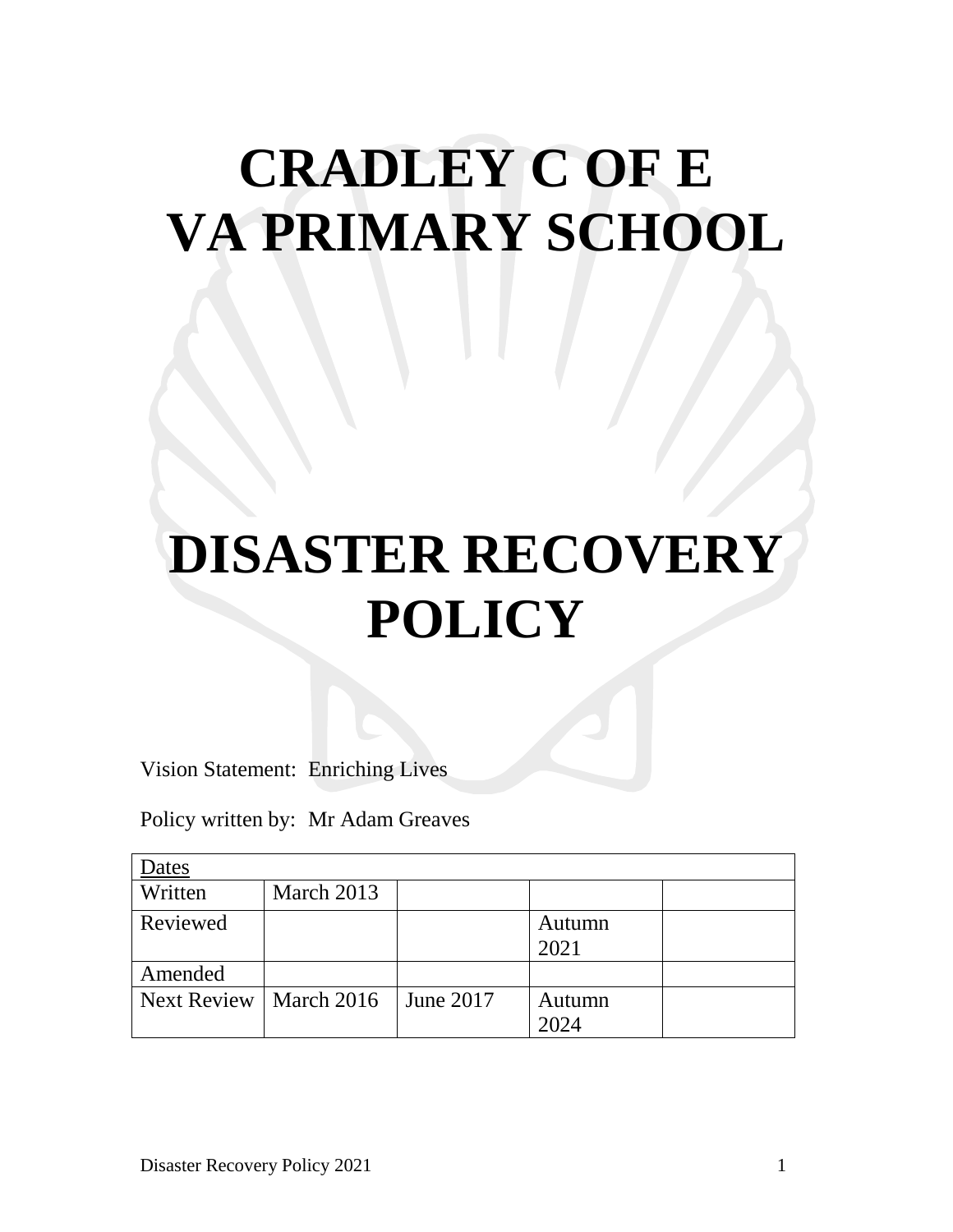# CRADLEY C OF E VA PRIMARY SCHOOL

# DISASTER RECOVERY POLICY

Vision Statement: Enriching Lives

Policy written by: Mr Adam Greaves

| Dates | | | | |
|---|---|---|---|---|
| Written | March 2013 | | | |
| Reviewed | | | Autumn 2021 | |
| Amended | | | | |
| Next Review | March 2016 | June 2017 | Autumn 2024 | |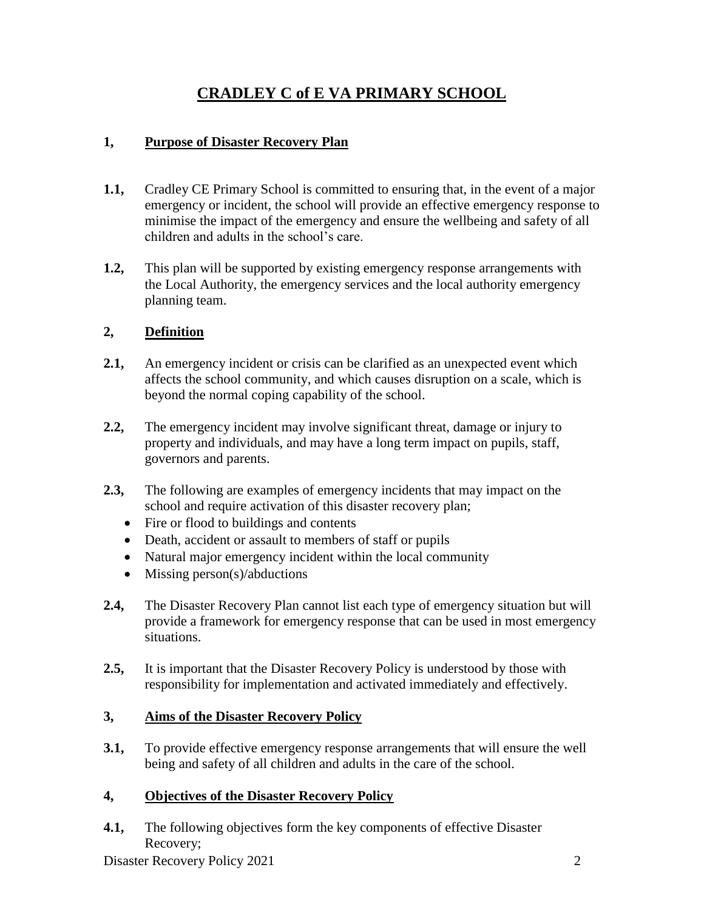# CRADLEY C of E VA PRIMARY SCHOOL

## 1, Purpose of Disaster Recovery Plan

**1.1,** Cradley CE Primary School is committed to ensuring that, in the event of a major emergency or incident, the school will provide an effective emergency response to minimise the impact of the emergency and ensure the wellbeing and safety of all children and adults in the school's care.

**1.2,** This plan will be supported by existing emergency response arrangements with the Local Authority, the emergency services and the local authority emergency planning team.

## 2, Definition

**2.1,** An emergency incident or crisis can be clarified as an unexpected event which affects the school community, and which causes disruption on a scale, which is beyond the normal coping capability of the school.

**2.2,** The emergency incident may involve significant threat, damage or injury to property and individuals, and may have a long term impact on pupils, staff, governors and parents.

**2.3,** The following are examples of emergency incidents that may impact on the school and require activation of this disaster recovery plan;

- Fire or flood to buildings and contents
- Death, accident or assault to members of staff or pupils
- Natural major emergency incident within the local community
- Missing person(s)/abductions

**2.4,** The Disaster Recovery Plan cannot list each type of emergency situation but will provide a framework for emergency response that can be used in most emergency situations.

**2.5,** It is important that the Disaster Recovery Policy is understood by those with responsibility for implementation and activated immediately and effectively.

## 3, Aims of the Disaster Recovery Policy

**3.1,** To provide effective emergency response arrangements that will ensure the well being and safety of all children and adults in the care of the school.

## 4, Objectives of the Disaster Recovery Policy

**4.1,** The following objectives form the key components of effective Disaster Recovery;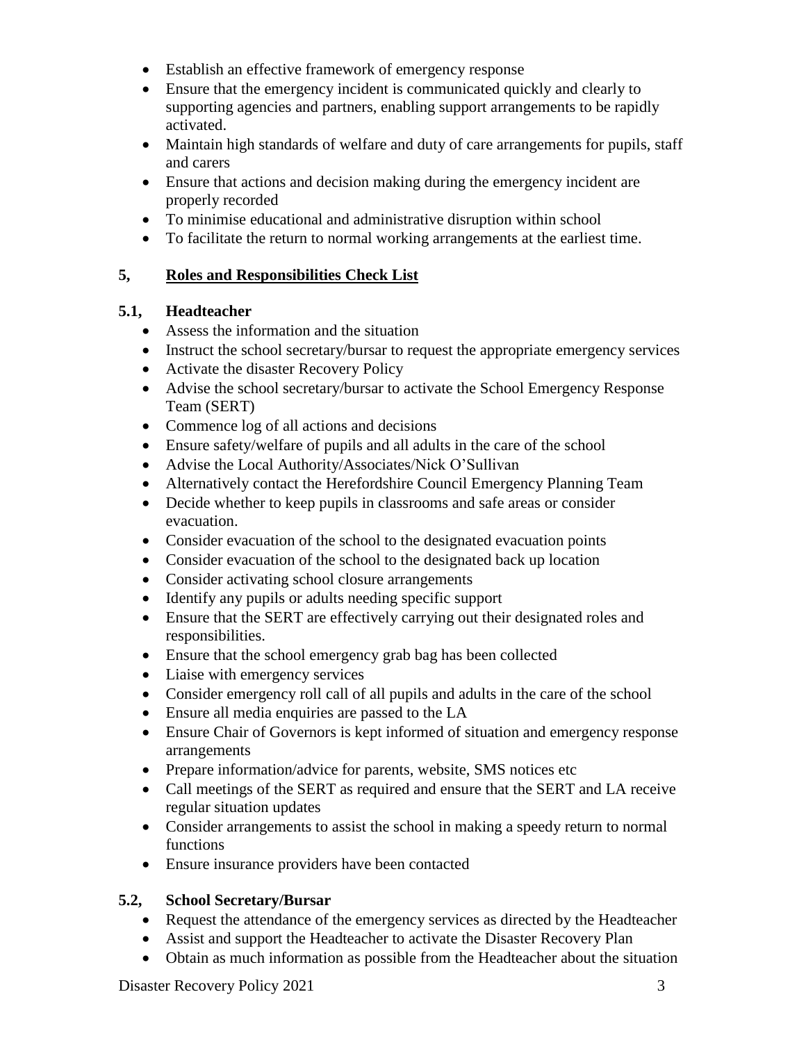- Establish an effective framework of emergency response
- Ensure that the emergency incident is communicated quickly and clearly to supporting agencies and partners, enabling support arrangements to be rapidly activated.
- Maintain high standards of welfare and duty of care arrangements for pupils, staff and carers
- Ensure that actions and decision making during the emergency incident are properly recorded
- To minimise educational and administrative disruption within school
- To facilitate the return to normal working arrangements at the earliest time.

## 5, <u>Roles and Responsibilities Check List</u>

### 5.1, Headteacher

- Assess the information and the situation
- Instruct the school secretary/bursar to request the appropriate emergency services
- Activate the disaster Recovery Policy
- Advise the school secretary/bursar to activate the School Emergency Response Team (SERT)
- Commence log of all actions and decisions
- Ensure safety/welfare of pupils and all adults in the care of the school
- Advise the Local Authority/Associates/Nick O'Sullivan
- Alternatively contact the Herefordshire Council Emergency Planning Team
- Decide whether to keep pupils in classrooms and safe areas or consider evacuation.
- Consider evacuation of the school to the designated evacuation points
- Consider evacuation of the school to the designated back up location
- Consider activating school closure arrangements
- Identify any pupils or adults needing specific support
- Ensure that the SERT are effectively carrying out their designated roles and responsibilities.
- Ensure that the school emergency grab bag has been collected
- Liaise with emergency services
- Consider emergency roll call of all pupils and adults in the care of the school
- Ensure all media enquiries are passed to the LA
- Ensure Chair of Governors is kept informed of situation and emergency response arrangements
- Prepare information/advice for parents, website, SMS notices etc
- Call meetings of the SERT as required and ensure that the SERT and LA receive regular situation updates
- Consider arrangements to assist the school in making a speedy return to normal functions
- Ensure insurance providers have been contacted

### 5.2, School Secretary/Bursar

- Request the attendance of the emergency services as directed by the Headteacher
- Assist and support the Headteacher to activate the Disaster Recovery Plan
- Obtain as much information as possible from the Headteacher about the situation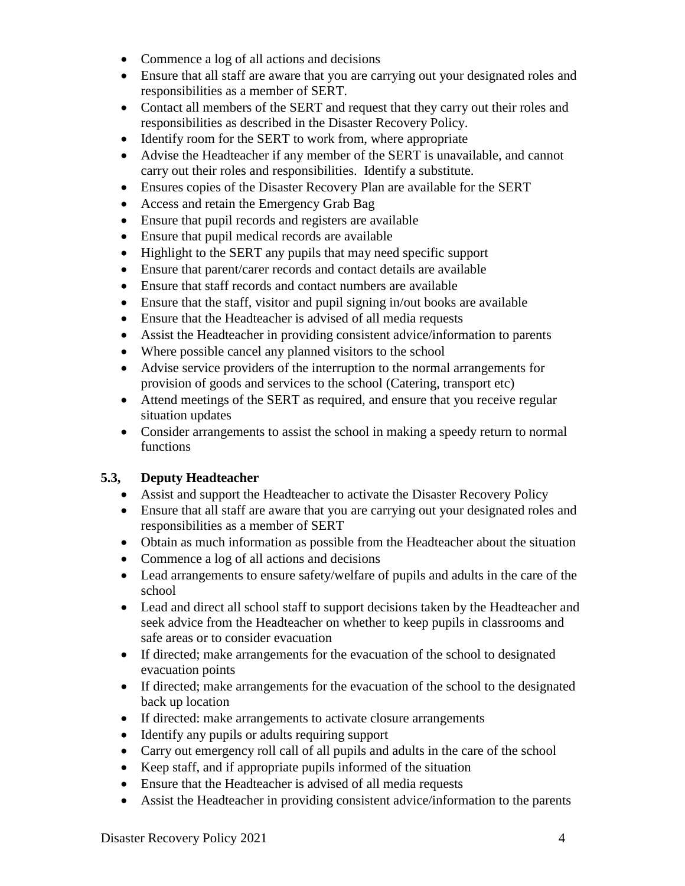- Commence a log of all actions and decisions
- Ensure that all staff are aware that you are carrying out your designated roles and responsibilities as a member of SERT.
- Contact all members of the SERT and request that they carry out their roles and responsibilities as described in the Disaster Recovery Policy.
- Identify room for the SERT to work from, where appropriate
- Advise the Headteacher if any member of the SERT is unavailable, and cannot carry out their roles and responsibilities. Identify a substitute.
- Ensures copies of the Disaster Recovery Plan are available for the SERT
- Access and retain the Emergency Grab Bag
- Ensure that pupil records and registers are available
- Ensure that pupil medical records are available
- Highlight to the SERT any pupils that may need specific support
- Ensure that parent/carer records and contact details are available
- Ensure that staff records and contact numbers are available
- Ensure that the staff, visitor and pupil signing in/out books are available
- Ensure that the Headteacher is advised of all media requests
- Assist the Headteacher in providing consistent advice/information to parents
- Where possible cancel any planned visitors to the school
- Advise service providers of the interruption to the normal arrangements for provision of goods and services to the school (Catering, transport etc)
- Attend meetings of the SERT as required, and ensure that you receive regular situation updates
- Consider arrangements to assist the school in making a speedy return to normal functions

### 5.3, Deputy Headteacher

- Assist and support the Headteacher to activate the Disaster Recovery Policy
- Ensure that all staff are aware that you are carrying out your designated roles and responsibilities as a member of SERT
- Obtain as much information as possible from the Headteacher about the situation
- Commence a log of all actions and decisions
- Lead arrangements to ensure safety/welfare of pupils and adults in the care of the school
- Lead and direct all school staff to support decisions taken by the Headteacher and seek advice from the Headteacher on whether to keep pupils in classrooms and safe areas or to consider evacuation
- If directed; make arrangements for the evacuation of the school to designated evacuation points
- If directed; make arrangements for the evacuation of the school to the designated back up location
- If directed: make arrangements to activate closure arrangements
- Identify any pupils or adults requiring support
- Carry out emergency roll call of all pupils and adults in the care of the school
- Keep staff, and if appropriate pupils informed of the situation
- Ensure that the Headteacher is advised of all media requests
- Assist the Headteacher in providing consistent advice/information to the parents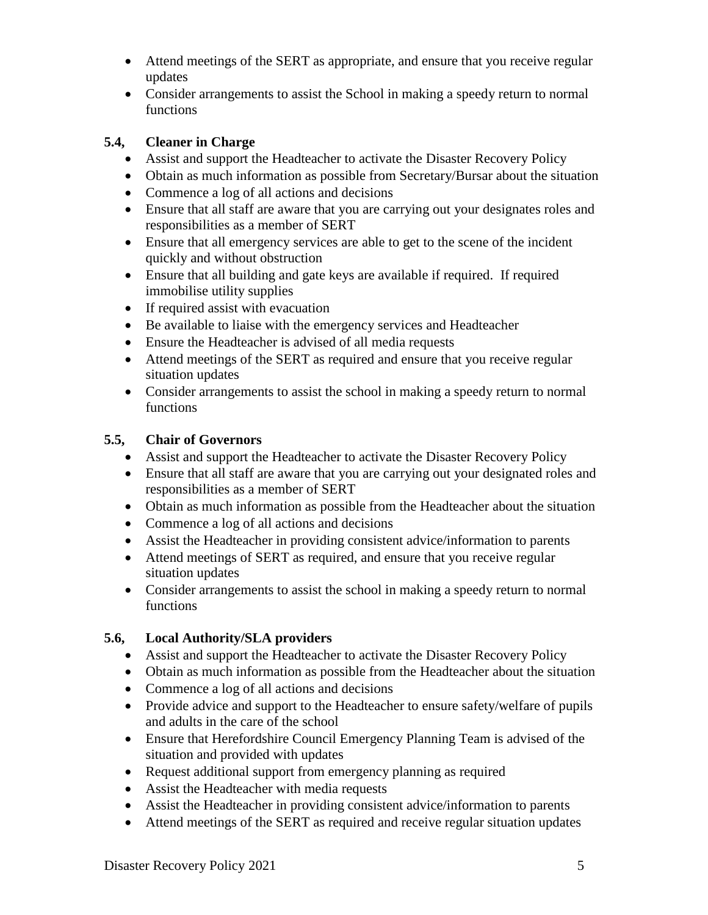- Attend meetings of the SERT as appropriate, and ensure that you receive regular updates
- Consider arrangements to assist the School in making a speedy return to normal functions

### 5.4, Cleaner in Charge

- Assist and support the Headteacher to activate the Disaster Recovery Policy
- Obtain as much information as possible from Secretary/Bursar about the situation
- Commence a log of all actions and decisions
- Ensure that all staff are aware that you are carrying out your designates roles and responsibilities as a member of SERT
- Ensure that all emergency services are able to get to the scene of the incident quickly and without obstruction
- Ensure that all building and gate keys are available if required. If required immobilise utility supplies
- If required assist with evacuation
- Be available to liaise with the emergency services and Headteacher
- Ensure the Headteacher is advised of all media requests
- Attend meetings of the SERT as required and ensure that you receive regular situation updates
- Consider arrangements to assist the school in making a speedy return to normal functions

### 5.5, Chair of Governors

- Assist and support the Headteacher to activate the Disaster Recovery Policy
- Ensure that all staff are aware that you are carrying out your designated roles and responsibilities as a member of SERT
- Obtain as much information as possible from the Headteacher about the situation
- Commence a log of all actions and decisions
- Assist the Headteacher in providing consistent advice/information to parents
- Attend meetings of SERT as required, and ensure that you receive regular situation updates
- Consider arrangements to assist the school in making a speedy return to normal functions

### 5.6, Local Authority/SLA providers

- Assist and support the Headteacher to activate the Disaster Recovery Policy
- Obtain as much information as possible from the Headteacher about the situation
- Commence a log of all actions and decisions
- Provide advice and support to the Headteacher to ensure safety/welfare of pupils and adults in the care of the school
- Ensure that Herefordshire Council Emergency Planning Team is advised of the situation and provided with updates
- Request additional support from emergency planning as required
- Assist the Headteacher with media requests
- Assist the Headteacher in providing consistent advice/information to parents
- Attend meetings of the SERT as required and receive regular situation updates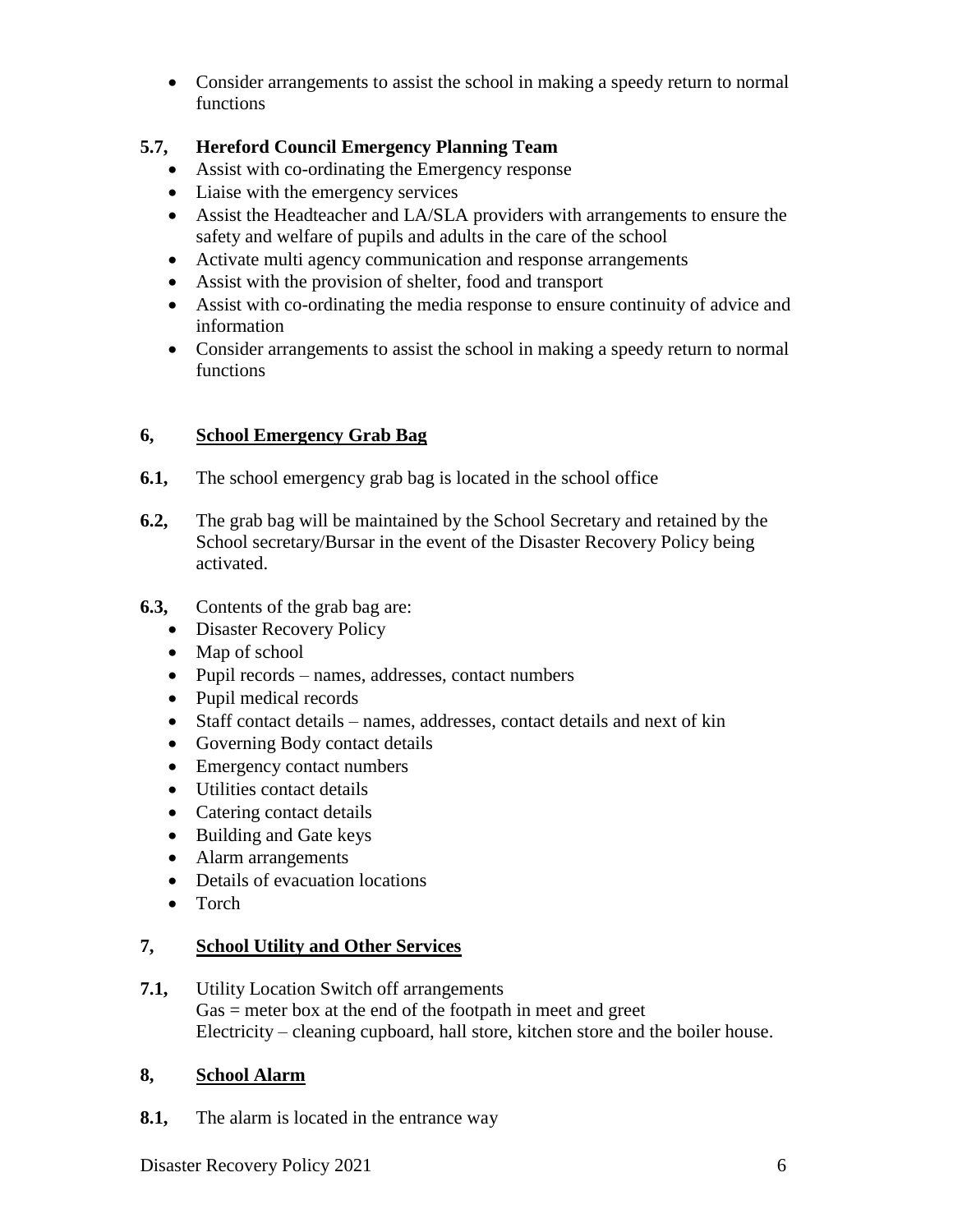- Consider arrangements to assist the school in making a speedy return to normal functions

### 5.7, Hereford Council Emergency Planning Team

- Assist with co-ordinating the Emergency response
- Liaise with the emergency services
- Assist the Headteacher and LA/SLA providers with arrangements to ensure the safety and welfare of pupils and adults in the care of the school
- Activate multi agency communication and response arrangements
- Assist with the provision of shelter, food and transport
- Assist with co-ordinating the media response to ensure continuity of advice and information
- Consider arrangements to assist the school in making a speedy return to normal functions

## 6, School Emergency Grab Bag

**6.1,** The school emergency grab bag is located in the school office

**6.2,** The grab bag will be maintained by the School Secretary and retained by the School secretary/Bursar in the event of the Disaster Recovery Policy being activated.

**6.3,** Contents of the grab bag are:

- Disaster Recovery Policy
- Map of school
- Pupil records – names, addresses, contact numbers
- Pupil medical records
- Staff contact details – names, addresses, contact details and next of kin
- Governing Body contact details
- Emergency contact numbers
- Utilities contact details
- Catering contact details
- Building and Gate keys
- Alarm arrangements
- Details of evacuation locations
- Torch

## 7, School Utility and Other Services

**7.1,** Utility Location Switch off arrangements
Gas = meter box at the end of the footpath in meet and greet
Electricity – cleaning cupboard, hall store, kitchen store and the boiler house.

## 8, School Alarm

**8.1,** The alarm is located in the entrance way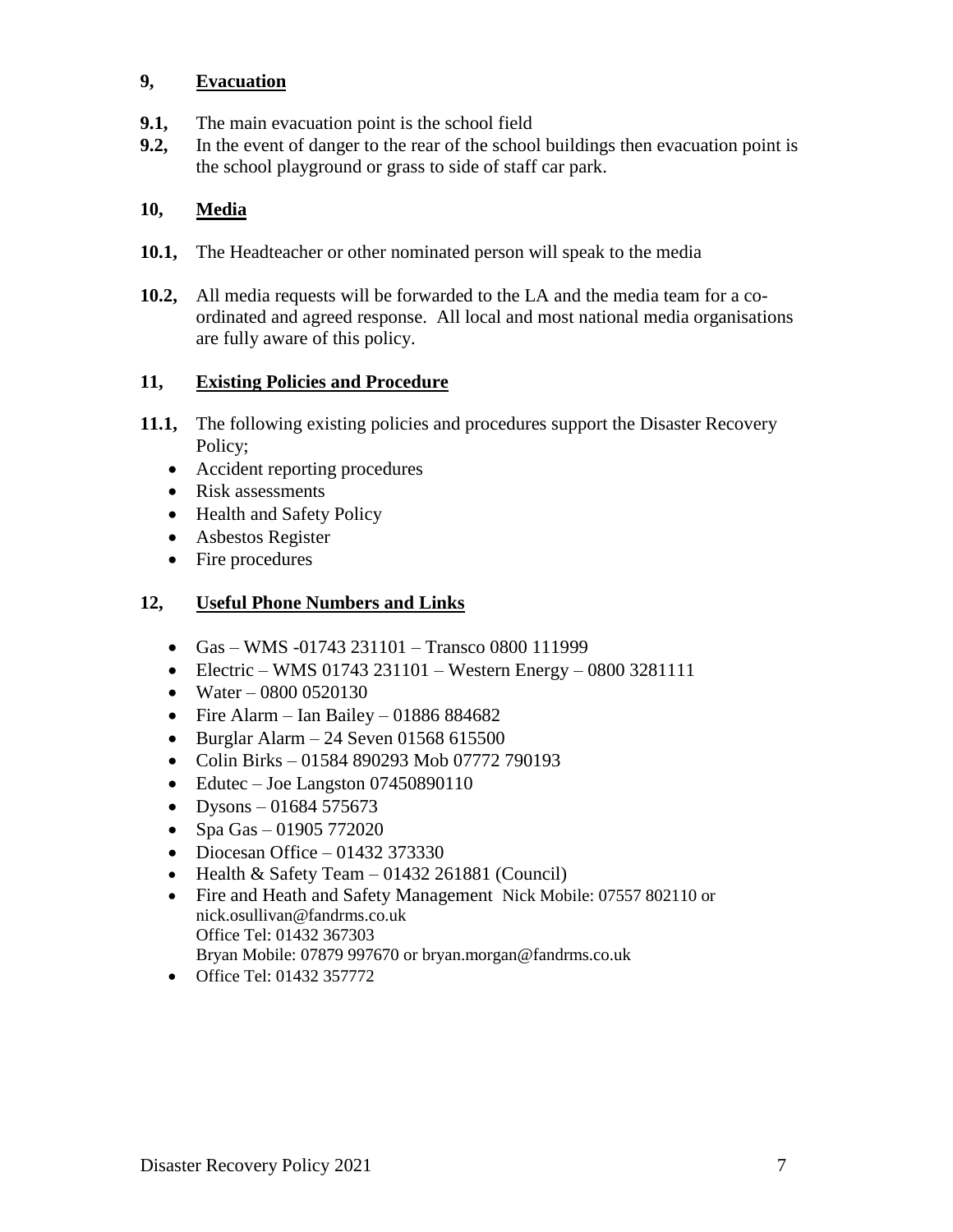## 9, Evacuation

**9.1,** The main evacuation point is the school field

**9.2,** In the event of danger to the rear of the school buildings then evacuation point is the school playground or grass to side of staff car park.

## 10, Media

**10.1,** The Headteacher or other nominated person will speak to the media

**10.2,** All media requests will be forwarded to the LA and the media team for a co-ordinated and agreed response. All local and most national media organisations are fully aware of this policy.

## 11, Existing Policies and Procedure

**11.1,** The following existing policies and procedures support the Disaster Recovery Policy;

- Accident reporting procedures
- Risk assessments
- Health and Safety Policy
- Asbestos Register
- Fire procedures

## 12, Useful Phone Numbers and Links

- Gas – WMS -01743 231101 – Transco 0800 111999
- Electric – WMS 01743 231101 – Western Energy – 0800 3281111
- Water – 0800 0520130
- Fire Alarm – Ian Bailey – 01886 884682
- Burglar Alarm – 24 Seven 01568 615500
- Colin Birks – 01584 890293 Mob 07772 790193
- Edutec – Joe Langston 07450890110
- Dysons – 01684 575673
- Spa Gas – 01905 772020
- Diocesan Office – 01432 373330
- Health & Safety Team – 01432 261881 (Council)
- Fire and Heath and Safety Management Nick Mobile: 07557 802110 or nick.osullivan@fandrms.co.uk
  Office Tel: 01432 367303
  Bryan Mobile: 07879 997670 or bryan.morgan@fandrms.co.uk
- Office Tel: 01432 357772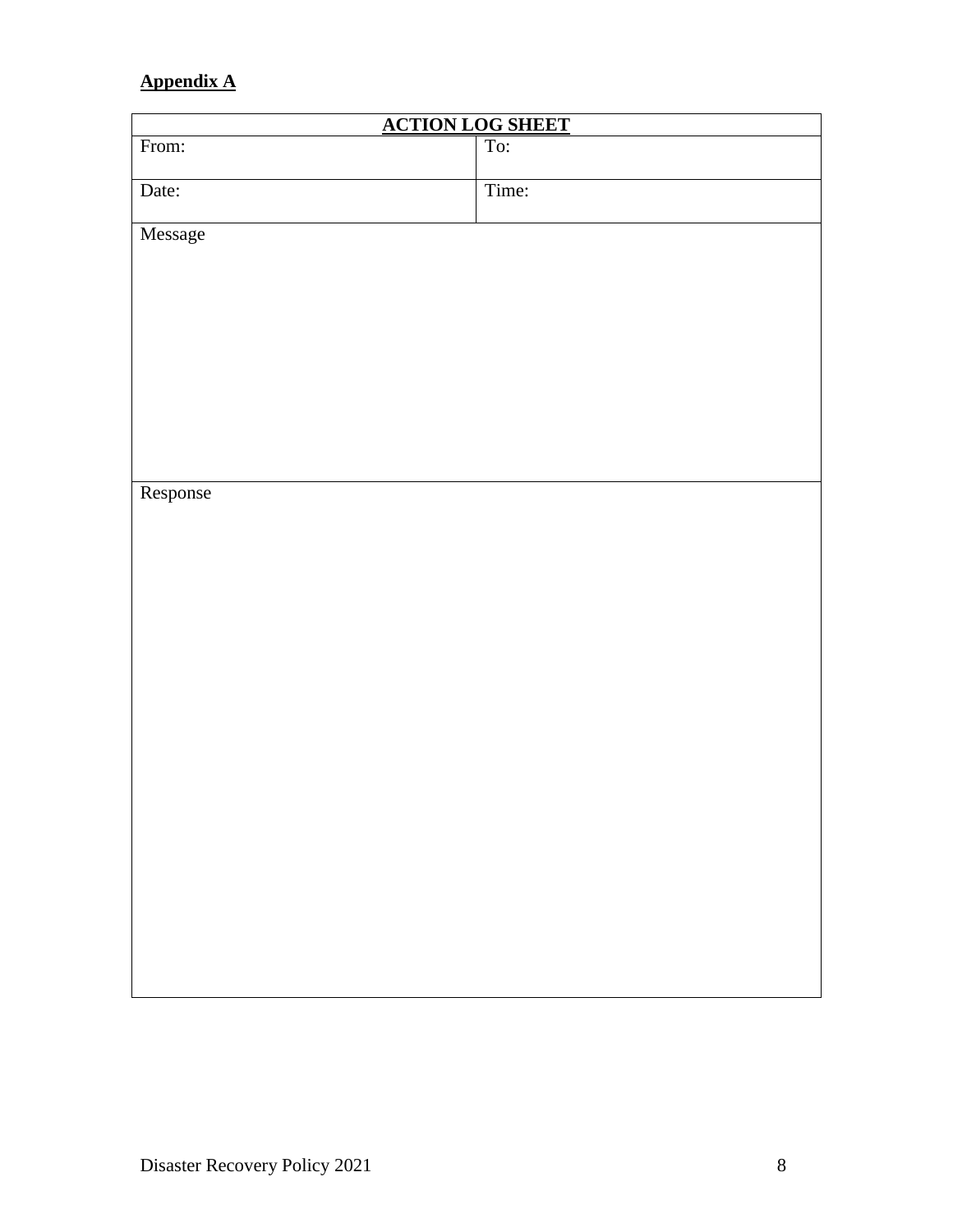**Appendix A**

| ACTION LOG SHEET | |
|---|---|
| From: | To: |
| Date: | Time: |
| Message | |
| Response | |